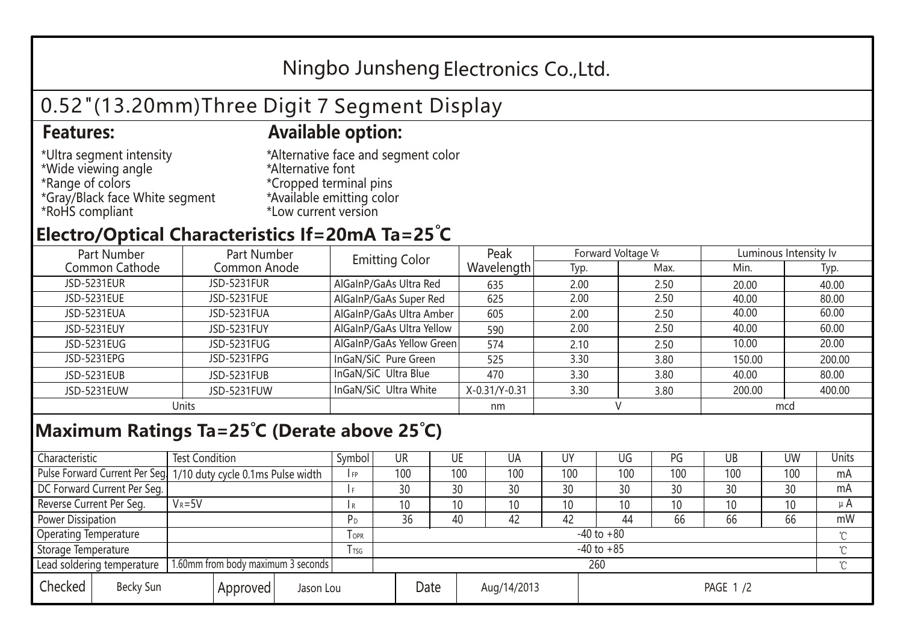# Ningbo Junsheng Electronics Co.,Ltd.

## 0.52"(13.20mm)Three Digit 7 Segment Display

### Features:

*Ultra segment intensity
*Wide viewing angle
*Range of colors
*Gray/Black face White segment
*RoHS compliant

### Available option:

*Alternative face and segment color
*Alternative font
*Cropped terminal pins
*Available emitting color
*Low current version

## Electro/Optical Characteristics If=20mA Ta=25˚C

| Part Number Common Cathode | Part Number Common Anode | Emitting Color | Peak Wavelength | Forward Voltage $V_F$ | | Luminous Intensity Iv | |
|---|---|---|---|---|---|---|---|
| | | | | Typ. | Max. | Min. | Typ. |
| JSD-5231EUR | JSD-5231FUR | AlGaInP/GaAs Ultra Red | 635 | 2.00 | 2.50 | 20.00 | 40.00 |
| JSD-5231EUE | JSD-5231FUE | AlGaInP/GaAs Super Red | 625 | 2.00 | 2.50 | 40.00 | 80.00 |
| JSD-5231EUA | JSD-5231FUA | AlGaInP/GaAs Ultra Amber | 605 | 2.00 | 2.50 | 40.00 | 60.00 |
| JSD-5231EUY | JSD-5231FUY | AlGaInP/GaAs Ultra Yellow | 590 | 2.00 | 2.50 | 40.00 | 60.00 |
| JSD-5231EUG | JSD-5231FUG | AlGaInP/GaAs Yellow Green | 574 | 2.10 | 2.50 | 10.00 | 20.00 |
| JSD-5231EPG | JSD-5231FPG | InGaN/SiC Pure Green | 525 | 3.30 | 3.80 | 150.00 | 200.00 |
| JSD-5231EUB | JSD-5231FUB | InGaN/SiC Ultra Blue | 470 | 3.30 | 3.80 | 40.00 | 80.00 |
| JSD-5231EUW | JSD-5231FUW | InGaN/SiC Ultra White | X-0.31/Y-0.31 | 3.30 | 3.80 | 200.00 | 400.00 |
| Units | | | nm | V | | mcd | |

## Maximum Ratings Ta=25℃ (Derate above 25℃)

| Characteristic | Test Condition | Symbol | UR | UE | UA | UY | UG | PG | UB | UW | Units |
|---|---|---|---|---|---|---|---|---|---|---|---|
| Pulse Forward Current Per Seg. | 1/10 duty cycle 0.1ms Pulse width | $I_{FP}$ | 100 | 100 | 100 | 100 | 100 | 100 | 100 | 100 | mA |
| DC Forward Current Per Seg. | | $I_F$ | 30 | 30 | 30 | 30 | 30 | 30 | 30 | 30 | mA |
| Reverse Current Per Seg. | $V_R$=5V | $I_R$ | 10 | 10 | 10 | 10 | 10 | 10 | 10 | 10 | μA |
| Power Dissipation | | $P_D$ | 36 | 40 | 42 | 42 | 44 | 66 | 66 | 66 | mW |
| Operating Temperature | | $T_{OPR}$ | -40 to +80 | | | | | | | | ℃ |
| Storage Temperature | | $T_{TSG}$ | -40 to +85 | | | | | | | | ℃ |
| Lead soldering temperature | 1.60mm from body maximum 3 seconds | | 260 | | | | | | | | ℃ |

| Checked | Becky Sun | Approved | Jason Lou | Date | Aug/14/2013 | PAGE 1 /2 |
|---|---|---|---|---|---|---|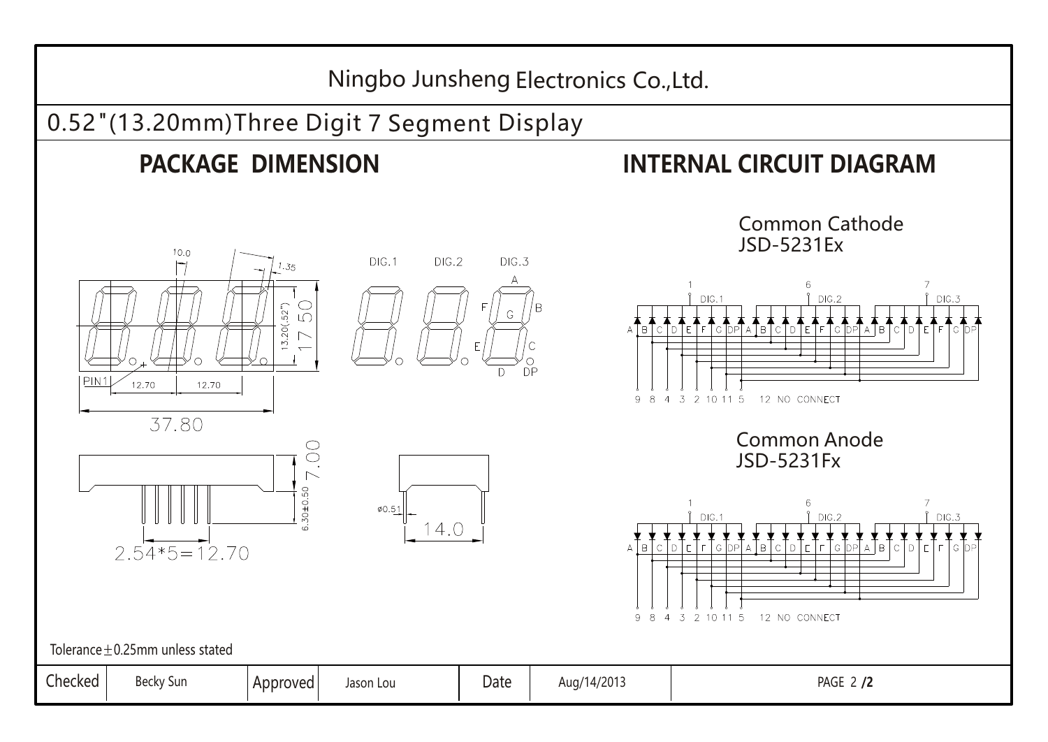Ningbo Junsheng Electronics Co.,Ltd.

0.52"(13.20mm)Three Digit 7 Segment Display

## PACKAGE DIMENSION

10.0

1.35

13.20(.52")

17.50

PIN1

12.70

12.70

37.80

DIG.1 DIG.2 DIG.3

A B C D E F G DP

7.00

6.30±0.50

2.54*5=12.70

φ0.51

14.0

## INTERNAL CIRCUIT DIAGRAM

Common Cathode
JSD-5231Ex

1 6 7

DIG.1 DIG.2 DIG.3

A B C D E F G DP A B C D E F G DP A B C D E F G DP

9 8 4 3 2 10 11 5 12 NO CONNECT

Common Anode
JSD-5231Fx

1 6 7

DIG.1 DIG.2 DIG.3

A B C D E F G DP A B C D E F G DP A B C D E F G DP

9 8 4 3 2 10 11 5 12 NO CONNECT

Tolerance ±0.25mm unless stated

| | | | | | |
|---|---|---|---|---|---|
| Checked | Becky Sun | Approved | Jason Lou | Date | Aug/14/2013 |